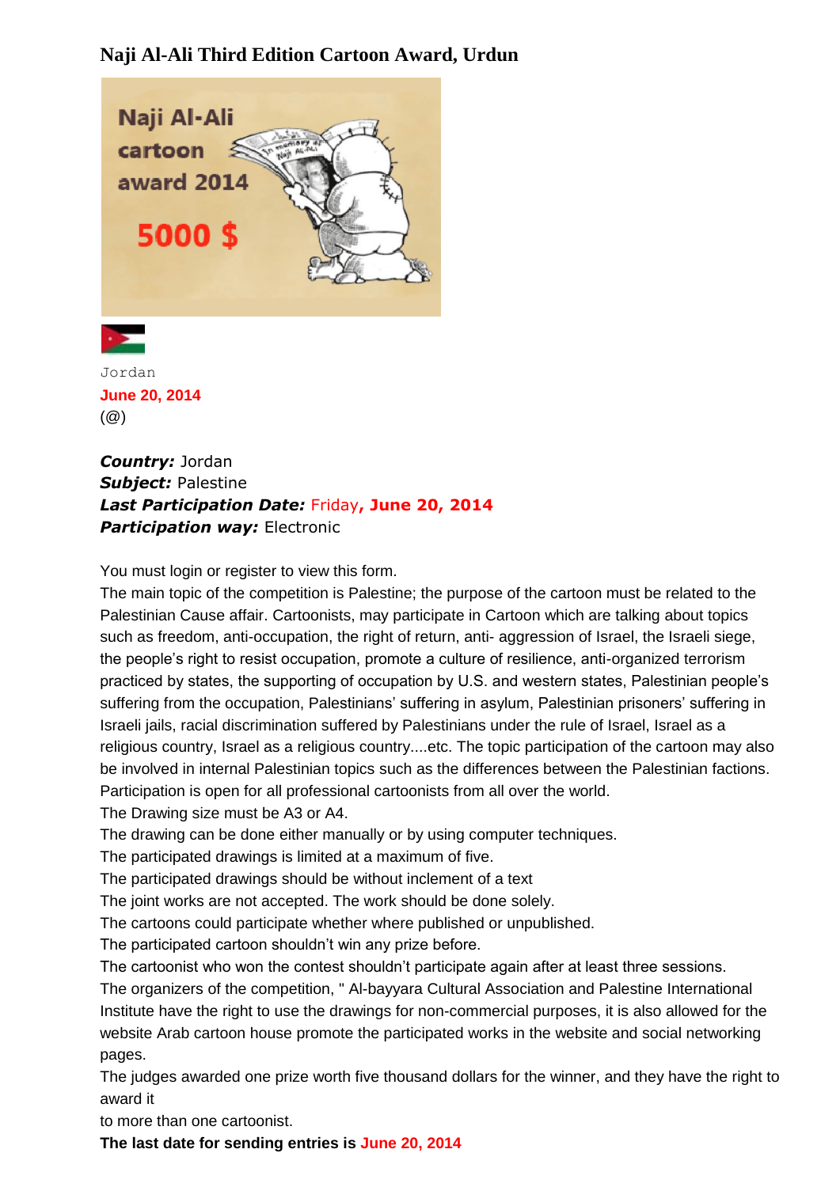# Naji Al-Ali Third Edition Cartoon Award, Urdun

Jordan

**June 20, 2014**

(@)

***Country:*** Jordan
***Subject:*** Palestine
***Last Participation Date:*** Friday**, June 20, 2014**
***Participation way:*** Electronic

You must login or register to view this form.

The main topic of the competition is Palestine; the purpose of the cartoon must be related to the Palestinian Cause affair. Cartoonists, may participate in Cartoon which are talking about topics such as freedom, anti-occupation, the right of return, anti- aggression of Israel, the Israeli siege, the people's right to resist occupation, promote a culture of resilience, anti-organized terrorism practiced by states, the supporting of occupation by U.S. and western states, Palestinian people's suffering from the occupation, Palestinians' suffering in asylum, Palestinian prisoners' suffering in Israeli jails, racial discrimination suffered by Palestinians under the rule of Israel, Israel as a religious country, Israel as a religious country....etc. The topic participation of the cartoon may also be involved in internal Palestinian topics such as the differences between the Palestinian factions.

Participation is open for all professional cartoonists from all over the world.

The Drawing size must be A3 or A4.

The drawing can be done either manually or by using computer techniques.

The participated drawings is limited at a maximum of five.

The participated drawings should be without inclement of a text

The joint works are not accepted. The work should be done solely.

The cartoons could participate whether where published or unpublished.

The participated cartoon shouldn't win any prize before.

The cartoonist who won the contest shouldn't participate again after at least three sessions.

The organizers of the competition, " Al-bayyara Cultural Association and Palestine International Institute have the right to use the drawings for non-commercial purposes, it is also allowed for the website Arab cartoon house promote the participated works in the website and social networking pages.

The judges awarded one prize worth five thousand dollars for the winner, and they have the right to award it

to more than one cartoonist.

**The last date for sending entries is June 20, 2014**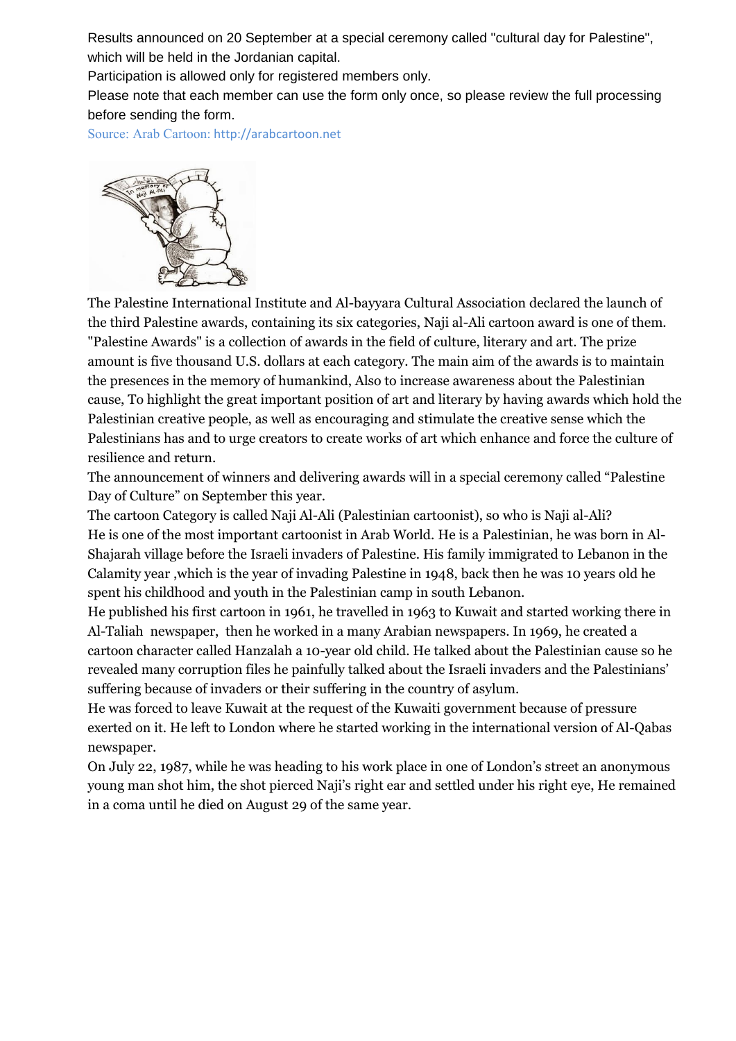Results announced on 20 September at a special ceremony called "cultural day for Palestine", which will be held in the Jordanian capital.

Participation is allowed only for registered members only.

Please note that each member can use the form only once, so please review the full processing before sending the form.

Source: Arab Cartoon: http://arabcartoon.net

The Palestine International Institute and Al-bayyara Cultural Association declared the launch of the third Palestine awards, containing its six categories, Naji al-Ali cartoon award is one of them. "Palestine Awards" is a collection of awards in the field of culture, literary and art. The prize amount is five thousand U.S. dollars at each category. The main aim of the awards is to maintain the presences in the memory of humankind, Also to increase awareness about the Palestinian cause, To highlight the great important position of art and literary by having awards which hold the Palestinian creative people, as well as encouraging and stimulate the creative sense which the Palestinians has and to urge creators to create works of art which enhance and force the culture of resilience and return.

The announcement of winners and delivering awards will in a special ceremony called "Palestine Day of Culture" on September this year.

The cartoon Category is called Naji Al-Ali (Palestinian cartoonist), so who is Naji al-Ali?

He is one of the most important cartoonist in Arab World. He is a Palestinian, he was born in Al-Shajarah village before the Israeli invaders of Palestine. His family immigrated to Lebanon in the Calamity year ,which is the year of invading Palestine in 1948, back then he was 10 years old he spent his childhood and youth in the Palestinian camp in south Lebanon.

He published his first cartoon in 1961, he travelled in 1963 to Kuwait and started working there in Al-Taliah newspaper, then he worked in a many Arabian newspapers. In 1969, he created a cartoon character called Hanzalah a 10-year old child. He talked about the Palestinian cause so he revealed many corruption files he painfully talked about the Israeli invaders and the Palestinians' suffering because of invaders or their suffering in the country of asylum.

He was forced to leave Kuwait at the request of the Kuwaiti government because of pressure exerted on it. He left to London where he started working in the international version of Al-Qabas newspaper.

On July 22, 1987, while he was heading to his work place in one of London's street an anonymous young man shot him, the shot pierced Naji's right ear and settled under his right eye, He remained in a coma until he died on August 29 of the same year.